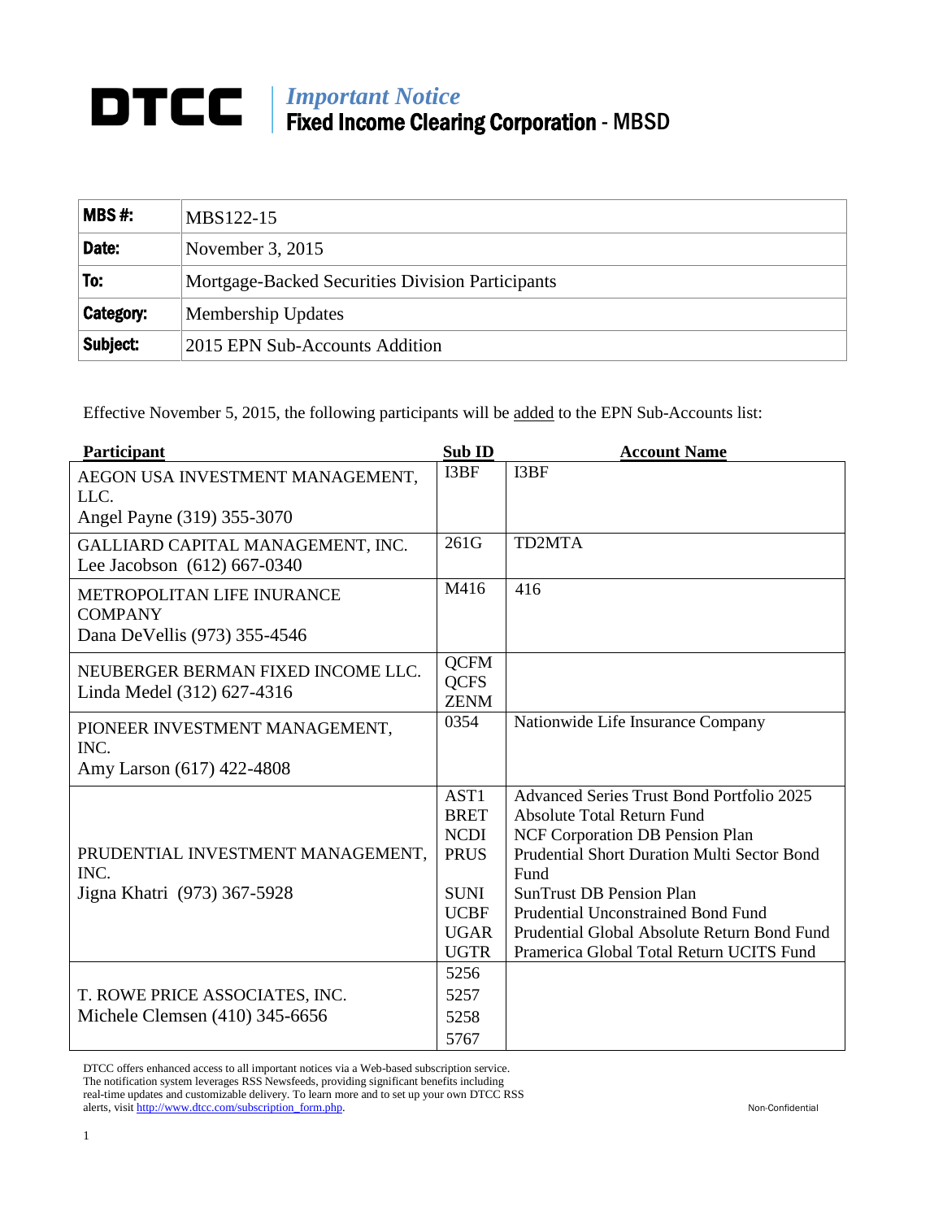# DTCC | *Important Notice* **Fixed Income Clearing Corporation** - MBSD

| | |
|---|---|
| **MBS #:** | MBS122-15 |
| **Date:** | November 3, 2015 |
| **To:** | Mortgage-Backed Securities Division Participants |
| **Category:** | Membership Updates |
| **Subject:** | 2015 EPN Sub-Accounts Addition |

Effective November 5, 2015, the following participants will be added to the EPN Sub-Accounts list:

| Participant | Sub ID | Account Name |
|---|---|---|
| AEGON USA INVESTMENT MANAGEMENT, LLC.<br>Angel Payne (319) 355-3070 | I3BF | I3BF |
| GALLIARD CAPITAL MANAGEMENT, INC.<br>Lee Jacobson (612) 667-0340 | 261G | TD2MTA |
| METROPOLITAN LIFE INURANCE COMPANY<br>Dana DeVellis (973) 355-4546 | M416 | 416 |
| NEUBERGER BERMAN FIXED INCOME LLC.<br>Linda Medel (312) 627-4316 | QCFM<br>QCFS<br>ZENM | |
| PIONEER INVESTMENT MANAGEMENT, INC.<br>Amy Larson (617) 422-4808 | 0354 | Nationwide Life Insurance Company |
| PRUDENTIAL INVESTMENT MANAGEMENT, INC.<br>Jigna Khatri (973) 367-5928 | AST1<br>BRET<br>NCDI<br>PRUS<br>SUNI<br>UCBF<br>UGAR<br>UGTR | Advanced Series Trust Bond Portfolio 2025<br>Absolute Total Return Fund<br>NCF Corporation DB Pension Plan<br>Prudential Short Duration Multi Sector Bond Fund<br>SunTrust DB Pension Plan<br>Prudential Unconstrained Bond Fund<br>Prudential Global Absolute Return Bond Fund<br>Pramerica Global Total Return UCITS Fund |
| T. ROWE PRICE ASSOCIATES, INC.<br>Michele Clemsen (410) 345-6656 | 5256<br>5257<br>5258<br>5767 | |

DTCC offers enhanced access to all important notices via a Web-based subscription service. The notification system leverages RSS Newsfeeds, providing significant benefits including real-time updates and customizable delivery. To learn more and to set up your own DTCC RSS alerts, visit http://www.dtcc.com/subscription_form.php.

Non-Confidential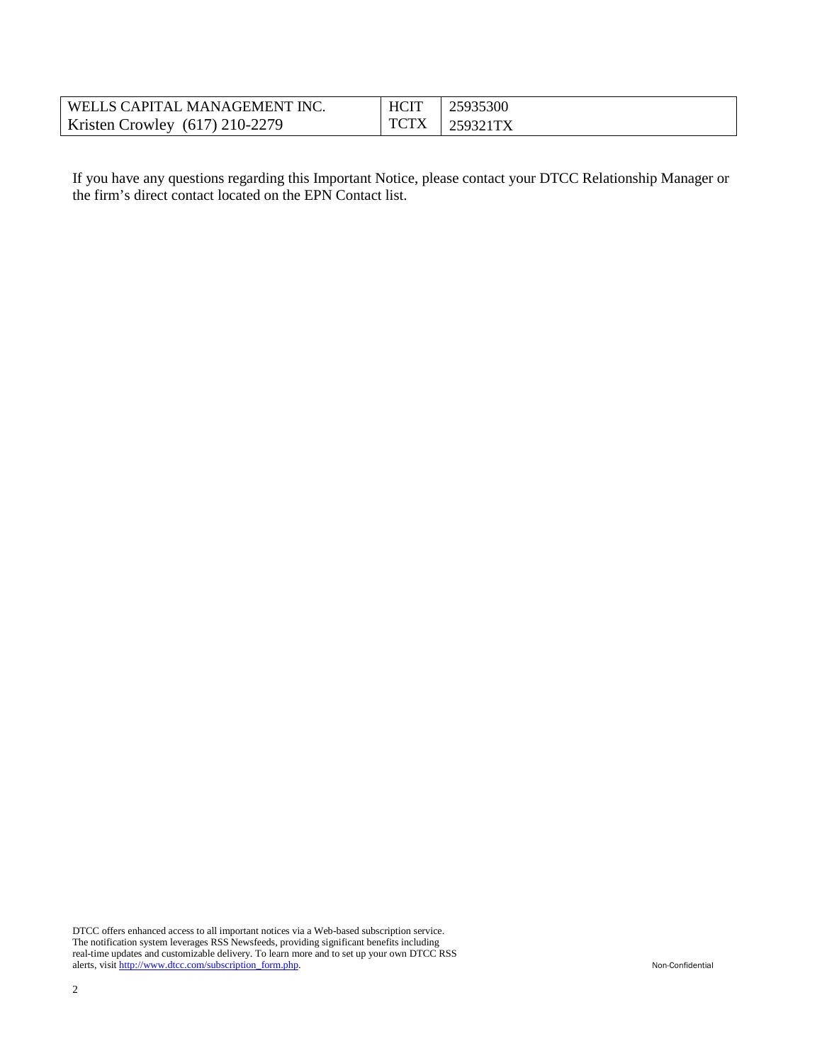| | | |
|---|---|---|
| WELLS CAPITAL MANAGEMENT INC.<br>Kristen Crowley (617) 210-2279 | HCIT<br>TCTX | 25935300<br>259321TX |

If you have any questions regarding this Important Notice, please contact your DTCC Relationship Manager or the firm's direct contact located on the EPN Contact list.

DTCC offers enhanced access to all important notices via a Web-based subscription service. The notification system leverages RSS Newsfeeds, providing significant benefits including real-time updates and customizable delivery. To learn more and to set up your own DTCC RSS alerts, visit http://www.dtcc.com/subscription_form.php.

Non-Confidential